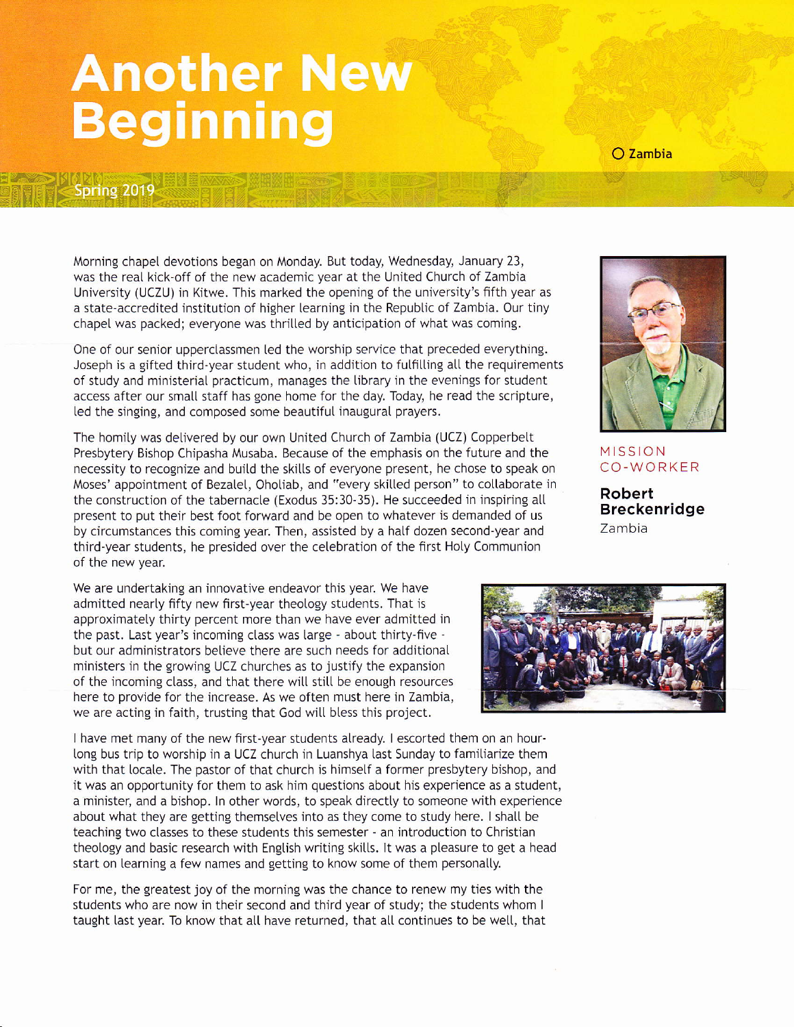# Another New Beginning

Zambia

Spring 2019

MISSION CO-WORKER

**Robert Breckenridge**

Zambia

Morning chapel devotions began on Monday. But today, Wednesday, January 23, was the real kick-off of the new academic year at the United Church of Zambia University (UCZU) in Kitwe. This marked the opening of the university's fifth year as a state-accredited institution of higher learning in the Republic of Zambia. Our tiny chapel was packed; everyone was thrilled by anticipation of what was coming.

One of our senior upperclassmen led the worship service that preceded everything. Joseph is a gifted third-year student who, in addition to fulfilling all the requirements of study and ministerial practicum, manages the library in the evenings for student access after our small staff has gone home for the day. Today, he read the scripture, led the singing, and composed some beautiful inaugural prayers.

The homily was delivered by our own United Church of Zambia (UCZ) Copperbelt Presbytery Bishop Chipasha Musaba. Because of the emphasis on the future and the necessity to recognize and build the skills of everyone present, he chose to speak on Moses' appointment of Bezalel, Oholiab, and "every skilled person" to collaborate in the construction of the tabernacle (Exodus 35:30-35). He succeeded in inspiring all present to put their best foot forward and be open to whatever is demanded of us by circumstances this coming year. Then, assisted by a half dozen second-year and third-year students, he presided over the celebration of the first Holy Communion of the new year.

We are undertaking an innovative endeavor this year. We have admitted nearly fifty new first-year theology students. That is approximately thirty percent more than we have ever admitted in the past. Last year's incoming class was large - about thirty-five - but our administrators believe there are such needs for additional ministers in the growing UCZ churches as to justify the expansion of the incoming class, and that there will still be enough resources here to provide for the increase. As we often must here in Zambia, we are acting in faith, trusting that God will bless this project.

I have met many of the new first-year students already. I escorted them on an hour-long bus trip to worship in a UCZ church in Luanshya last Sunday to familiarize them with that locale. The pastor of that church is himself a former presbytery bishop, and it was an opportunity for them to ask him questions about his experience as a student, a minister, and a bishop. In other words, to speak directly to someone with experience about what they are getting themselves into as they come to study here. I shall be teaching two classes to these students this semester - an introduction to Christian theology and basic research with English writing skills. It was a pleasure to get a head start on learning a few names and getting to know some of them personally.

For me, the greatest joy of the morning was the chance to renew my ties with the students who are now in their second and third year of study; the students whom I taught last year. To know that all have returned, that all continues to be well, that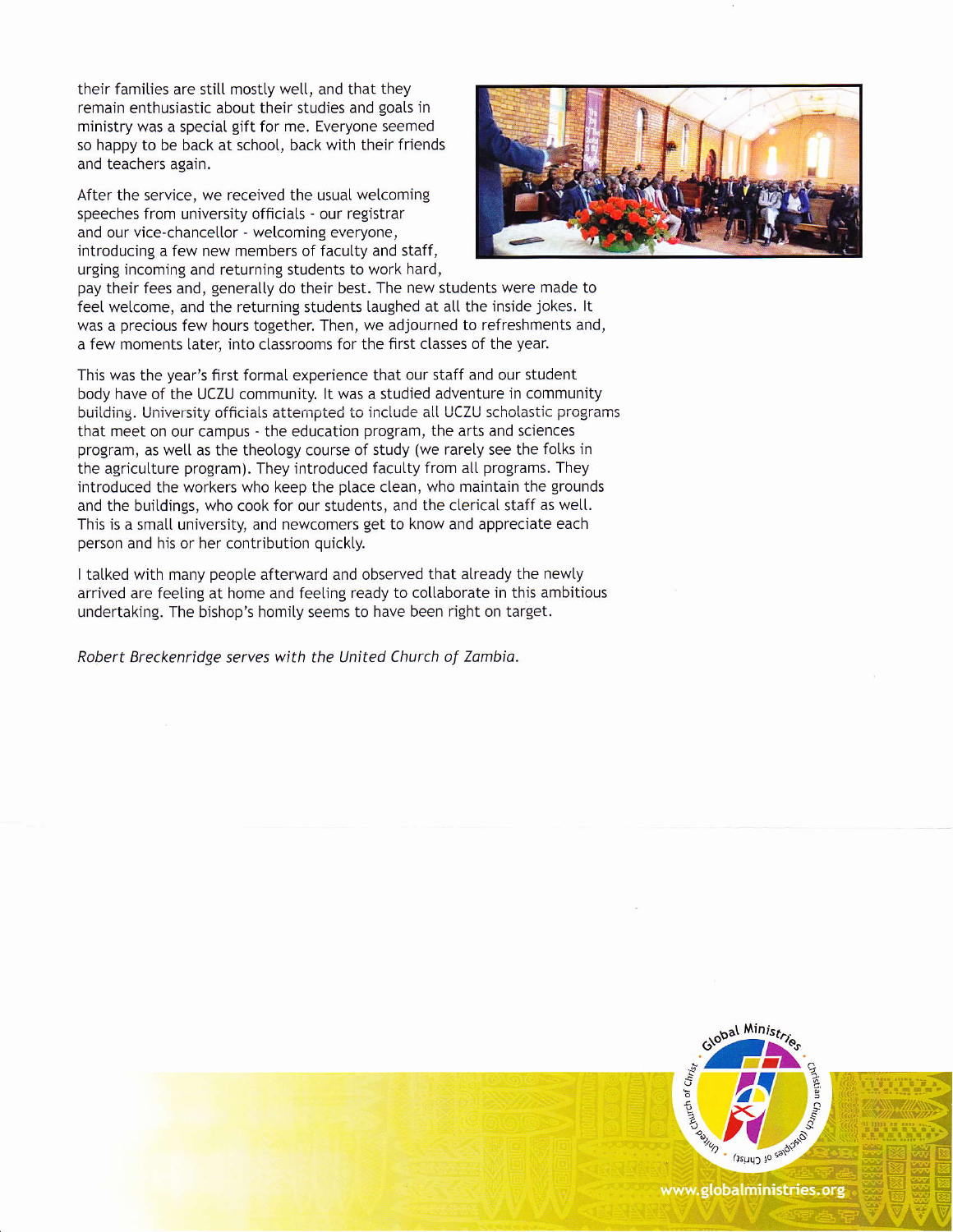their families are still mostly well, and that they remain enthusiastic about their studies and goals in ministry was a special gift for me. Everyone seemed so happy to be back at school, back with their friends and teachers again.

After the service, we received the usual welcoming speeches from university officials - our registrar and our vice-chancellor - welcoming everyone, introducing a few new members of faculty and staff, urging incoming and returning students to work hard, pay their fees and, generally do their best. The new students were made to feel welcome, and the returning students laughed at all the inside jokes. It was a precious few hours together. Then, we adjourned to refreshments and, a few moments later, into classrooms for the first classes of the year.

This was the year's first formal experience that our staff and our student body have of the UCZU community. It was a studied adventure in community building. University officials attempted to include all UCZU scholastic programs that meet on our campus - the education program, the arts and sciences program, as well as the theology course of study (we rarely see the folks in the agriculture program). They introduced faculty from all programs. They introduced the workers who keep the place clean, who maintain the grounds and the buildings, who cook for our students, and the clerical staff as well. This is a small university, and newcomers get to know and appreciate each person and his or her contribution quickly.

I talked with many people afterward and observed that already the newly arrived are feeling at home and feeling ready to collaborate in this ambitious undertaking. The bishop's homily seems to have been right on target.

*Robert Breckenridge serves with the United Church of Zambia.*

www.globalministries.org